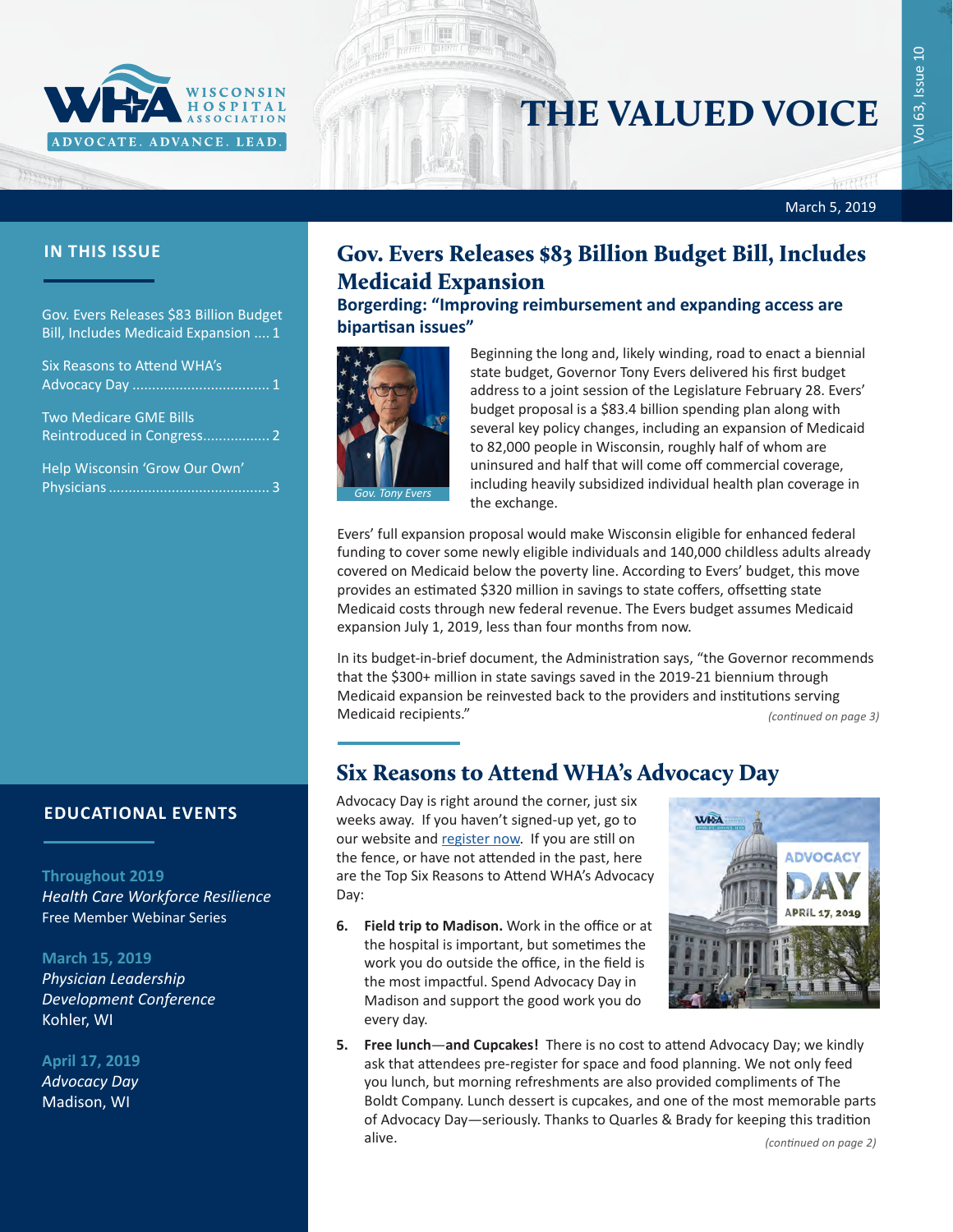# THE VALUED VOICE

WISCONSIN HOSPITAL ASSOCIATION

ADVOCATE. ADVANCE. LEAD.

March 5, 2019

## IN THIS ISSUE

Gov. Evers Releases $83 Billion Budget Bill, Includes Medicaid Expansion .... 1

Six Reasons to Attend WHA's Advocacy Day .................................. 1

Two Medicare GME Bills Reintroduced in Congress................ 2

Help Wisconsin 'Grow Our Own' Physicians ........................................ 3

## Gov. Evers Releases $83 Billion Budget Bill, Includes Medicaid Expansion

### Borgerding: "Improving reimbursement and expanding access are bipartisan issues"

*Gov. Tony Evers*

Beginning the long and, likely winding, road to enact a biennial state budget, Governor Tony Evers delivered his first budget address to a joint session of the Legislature February 28. Evers' budget proposal is a $83.4 billion spending plan along with several key policy changes, including an expansion of Medicaid to 82,000 people in Wisconsin, roughly half of whom are uninsured and half that will come off commercial coverage, including heavily subsidized individual health plan coverage in the exchange.

Evers' full expansion proposal would make Wisconsin eligible for enhanced federal funding to cover some newly eligible individuals and 140,000 childless adults already covered on Medicaid below the poverty line. According to Evers' budget, this move provides an estimated $320 million in savings to state coffers, offsetting state Medicaid costs through new federal revenue. The Evers budget assumes Medicaid expansion July 1, 2019, less than four months from now.

In its budget-in-brief document, the Administration says, "the Governor recommends that the $300+ million in state savings saved in the 2019-21 biennium through Medicaid expansion be reinvested back to the providers and institutions serving Medicaid recipients."

*(continued on page 3)*

## Six Reasons to Attend WHA's Advocacy Day

Advocacy Day is right around the corner, just six weeks away. If you haven't signed-up yet, go to our website and register now. If you are still on the fence, or have not attended in the past, here are the Top Six Reasons to Attend WHA's Advocacy Day:

6. **Field trip to Madison.** Work in the office or at the hospital is important, but sometimes the work you do outside the office, in the field is the most impactful. Spend Advocacy Day in Madison and support the good work you do every day.

5. **Free lunch—and Cupcakes!** There is no cost to attend Advocacy Day; we kindly ask that attendees pre-register for space and food planning. We not only feed you lunch, but morning refreshments are also provided compliments of The Boldt Company. Lunch dessert is cupcakes, and one of the most memorable parts of Advocacy Day—seriously. Thanks to Quarles & Brady for keeping this tradition alive.

*(continued on page 2)*

## EDUCATIONAL EVENTS

**Throughout 2019**
*Health Care Workforce Resilience*
Free Member Webinar Series

**March 15, 2019**
*Physician Leadership Development Conference*
Kohler, WI

**April 17, 2019**
*Advocacy Day*
Madison, WI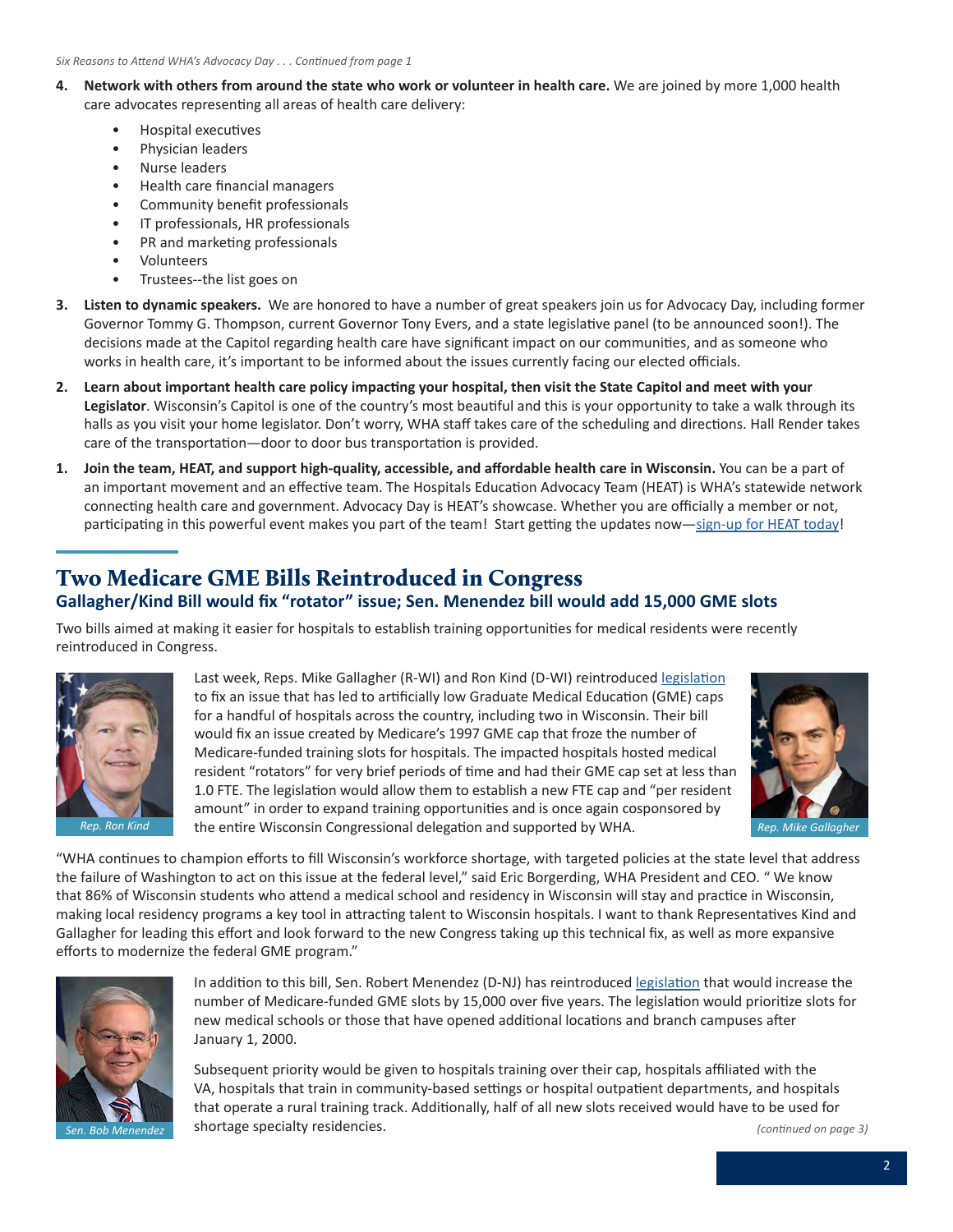*Six Reasons to Attend WHA's Advocacy Day . . . Continued from page 1*

4. **Network with others from around the state who work or volunteer in health care.** We are joined by more 1,000 health care advocates representing all areas of health care delivery:
   - Hospital executives
   - Physician leaders
   - Nurse leaders
   - Health care financial managers
   - Community benefit professionals
   - IT professionals, HR professionals
   - PR and marketing professionals
   - Volunteers
   - Trustees--the list goes on

3. **Listen to dynamic speakers.** We are honored to have a number of great speakers join us for Advocacy Day, including former Governor Tommy G. Thompson, current Governor Tony Evers, and a state legislative panel (to be announced soon!). The decisions made at the Capitol regarding health care have significant impact on our communities, and as someone who works in health care, it's important to be informed about the issues currently facing our elected officials.

2. **Learn about important health care policy impacting your hospital, then visit the State Capitol and meet with your Legislator**. Wisconsin's Capitol is one of the country's most beautiful and this is your opportunity to take a walk through its halls as you visit your home legislator. Don't worry, WHA staff takes care of the scheduling and directions. Hall Render takes care of the transportation—door to door bus transportation is provided.

1. **Join the team, HEAT, and support high-quality, accessible, and affordable health care in Wisconsin.** You can be a part of an important movement and an effective team. The Hospitals Education Advocacy Team (HEAT) is WHA's statewide network connecting health care and government. Advocacy Day is HEAT's showcase. Whether you are officially a member or not, participating in this powerful event makes you part of the team! Start getting the updates now—sign-up for HEAT today!

## Two Medicare GME Bills Reintroduced in Congress

### Gallagher/Kind Bill would fix "rotator" issue; Sen. Menendez bill would add 15,000 GME slots

Two bills aimed at making it easier for hospitals to establish training opportunities for medical residents were recently reintroduced in Congress.

Rep. Ron Kind

Last week, Reps. Mike Gallagher (R-WI) and Ron Kind (D-WI) reintroduced legislation to fix an issue that has led to artificially low Graduate Medical Education (GME) caps for a handful of hospitals across the country, including two in Wisconsin. Their bill would fix an issue created by Medicare's 1997 GME cap that froze the number of Medicare-funded training slots for hospitals. The impacted hospitals hosted medical resident "rotators" for very brief periods of time and had their GME cap set at less than 1.0 FTE. The legislation would allow them to establish a new FTE cap and "per resident amount" in order to expand training opportunities and is once again cosponsored by the entire Wisconsin Congressional delegation and supported by WHA.

Rep. Mike Gallagher

"WHA continues to champion efforts to fill Wisconsin's workforce shortage, with targeted policies at the state level that address the failure of Washington to act on this issue at the federal level," said Eric Borgerding, WHA President and CEO. " We know that 86% of Wisconsin students who attend a medical school and residency in Wisconsin will stay and practice in Wisconsin, making local residency programs a key tool in attracting talent to Wisconsin hospitals. I want to thank Representatives Kind and Gallagher for leading this effort and look forward to the new Congress taking up this technical fix, as well as more expansive efforts to modernize the federal GME program."

Sen. Bob Menendez

In addition to this bill, Sen. Robert Menendez (D-NJ) has reintroduced legislation that would increase the number of Medicare-funded GME slots by 15,000 over five years. The legislation would prioritize slots for new medical schools or those that have opened additional locations and branch campuses after January 1, 2000.

Subsequent priority would be given to hospitals training over their cap, hospitals affiliated with the VA, hospitals that train in community-based settings or hospital outpatient departments, and hospitals that operate a rural training track. Additionally, half of all new slots received would have to be used for shortage specialty residencies.

*(continued on page 3)*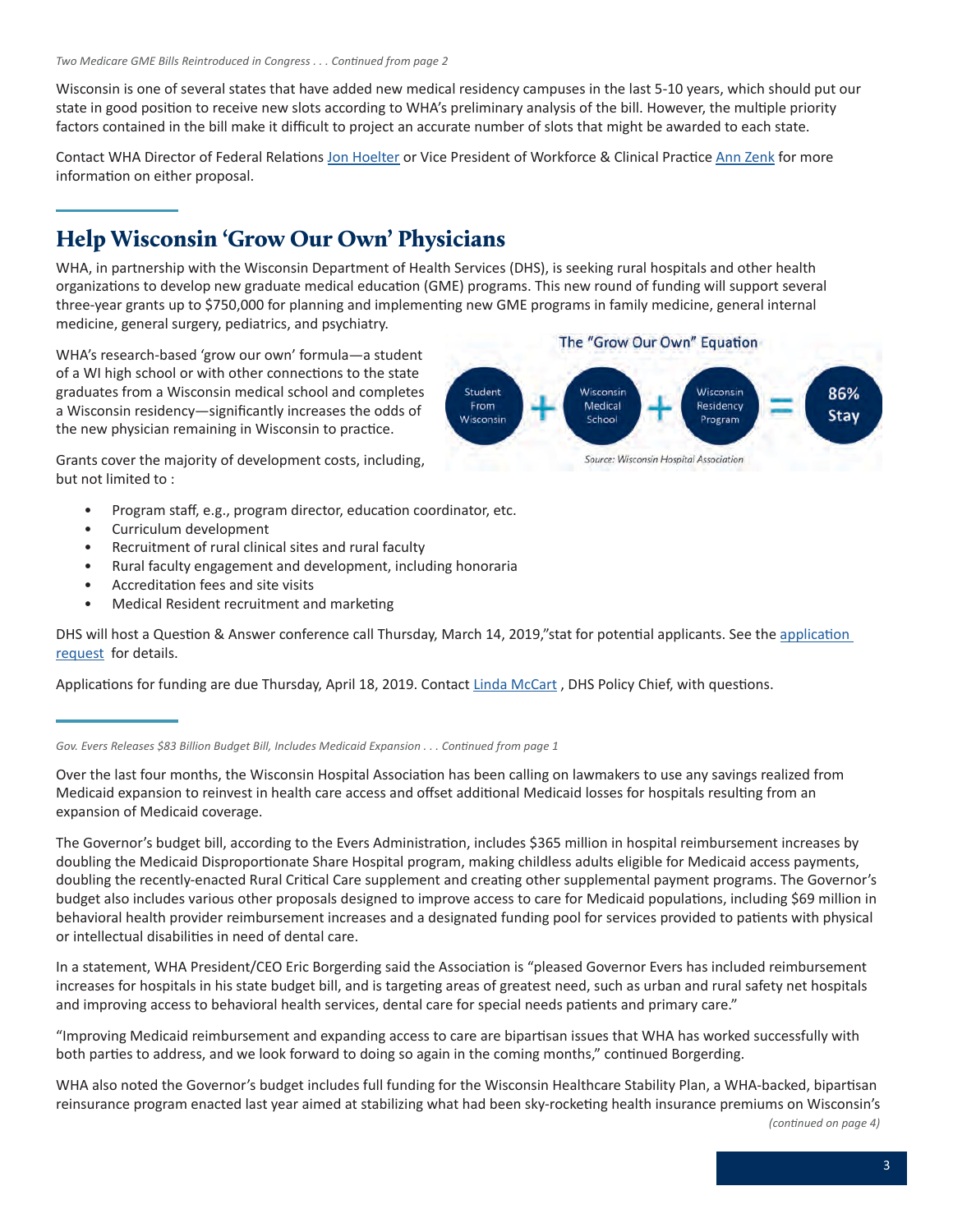*Two Medicare GME Bills Reintroduced in Congress . . . Continued from page 2*

Wisconsin is one of several states that have added new medical residency campuses in the last 5-10 years, which should put our state in good position to receive new slots according to WHA's preliminary analysis of the bill. However, the multiple priority factors contained in the bill make it difficult to project an accurate number of slots that might be awarded to each state.

Contact WHA Director of Federal Relations Jon Hoelter or Vice President of Workforce & Clinical Practice Ann Zenk for more information on either proposal.

## Help Wisconsin 'Grow Our Own' Physicians

WHA, in partnership with the Wisconsin Department of Health Services (DHS), is seeking rural hospitals and other health organizations to develop new graduate medical education (GME) programs. This new round of funding will support several three-year grants up to $750,000 for planning and implementing new GME programs in family medicine, general internal medicine, general surgery, pediatrics, and psychiatry.

WHA's research-based 'grow our own' formula—a student of a WI high school or with other connections to the state graduates from a Wisconsin medical school and completes a Wisconsin residency—significantly increases the odds of the new physician remaining in Wisconsin to practice.

**The "Grow Our Own" Equation**

Student From Wisconsin + Wisconsin Medical School + Wisconsin Residency Program = 86% Stay

*Source: Wisconsin Hospital Association*

Grants cover the majority of development costs, including, but not limited to :

- Program staff, e.g., program director, education coordinator, etc.
- Curriculum development
- Recruitment of rural clinical sites and rural faculty
- Rural faculty engagement and development, including honoraria
- Accreditation fees and site visits
- Medical Resident recruitment and marketing

DHS will host a Question & Answer conference call Thursday, March 14, 2019,"stat for potential applicants. See the application request for details.

Applications for funding are due Thursday, April 18, 2019. Contact Linda McCart , DHS Policy Chief, with questions.

*Gov. Evers Releases $83 Billion Budget Bill, Includes Medicaid Expansion . . . Continued from page 1*

Over the last four months, the Wisconsin Hospital Association has been calling on lawmakers to use any savings realized from Medicaid expansion to reinvest in health care access and offset additional Medicaid losses for hospitals resulting from an expansion of Medicaid coverage.

The Governor's budget bill, according to the Evers Administration, includes $365 million in hospital reimbursement increases by doubling the Medicaid Disproportionate Share Hospital program, making childless adults eligible for Medicaid access payments, doubling the recently-enacted Rural Critical Care supplement and creating other supplemental payment programs. The Governor's budget also includes various other proposals designed to improve access to care for Medicaid populations, including $69 million in behavioral health provider reimbursement increases and a designated funding pool for services provided to patients with physical or intellectual disabilities in need of dental care.

In a statement, WHA President/CEO Eric Borgerding said the Association is "pleased Governor Evers has included reimbursement increases for hospitals in his state budget bill, and is targeting areas of greatest need, such as urban and rural safety net hospitals and improving access to behavioral health services, dental care for special needs patients and primary care."

"Improving Medicaid reimbursement and expanding access to care are bipartisan issues that WHA has worked successfully with both parties to address, and we look forward to doing so again in the coming months," continued Borgerding.

WHA also noted the Governor's budget includes full funding for the Wisconsin Healthcare Stability Plan, a WHA-backed, bipartisan reinsurance program enacted last year aimed at stabilizing what had been sky-rocketing health insurance premiums on Wisconsin's

*(continued on page 4)*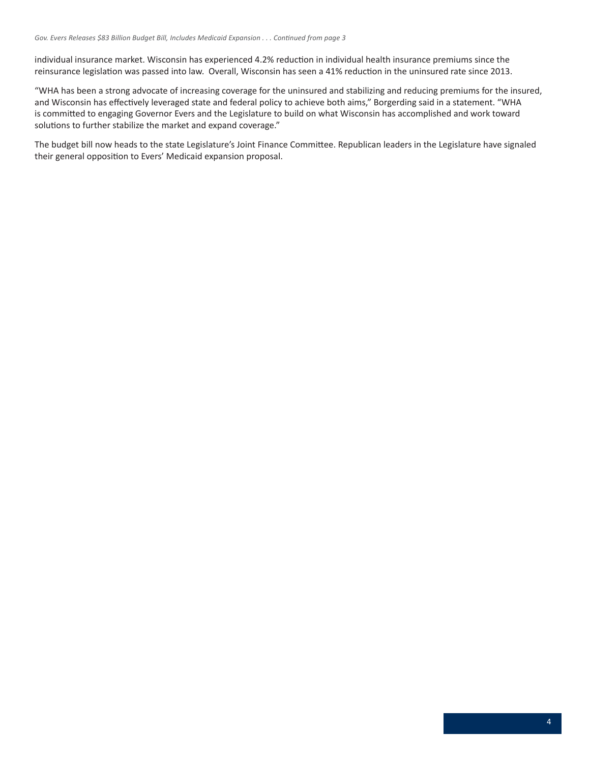*Gov. Evers Releases $83 Billion Budget Bill, Includes Medicaid Expansion . . . Continued from page 3*

individual insurance market. Wisconsin has experienced 4.2% reduction in individual health insurance premiums since the reinsurance legislation was passed into law. Overall, Wisconsin has seen a 41% reduction in the uninsured rate since 2013.

"WHA has been a strong advocate of increasing coverage for the uninsured and stabilizing and reducing premiums for the insured, and Wisconsin has effectively leveraged state and federal policy to achieve both aims," Borgerding said in a statement. "WHA is committed to engaging Governor Evers and the Legislature to build on what Wisconsin has accomplished and work toward solutions to further stabilize the market and expand coverage."

The budget bill now heads to the state Legislature's Joint Finance Committee. Republican leaders in the Legislature have signaled their general opposition to Evers' Medicaid expansion proposal.